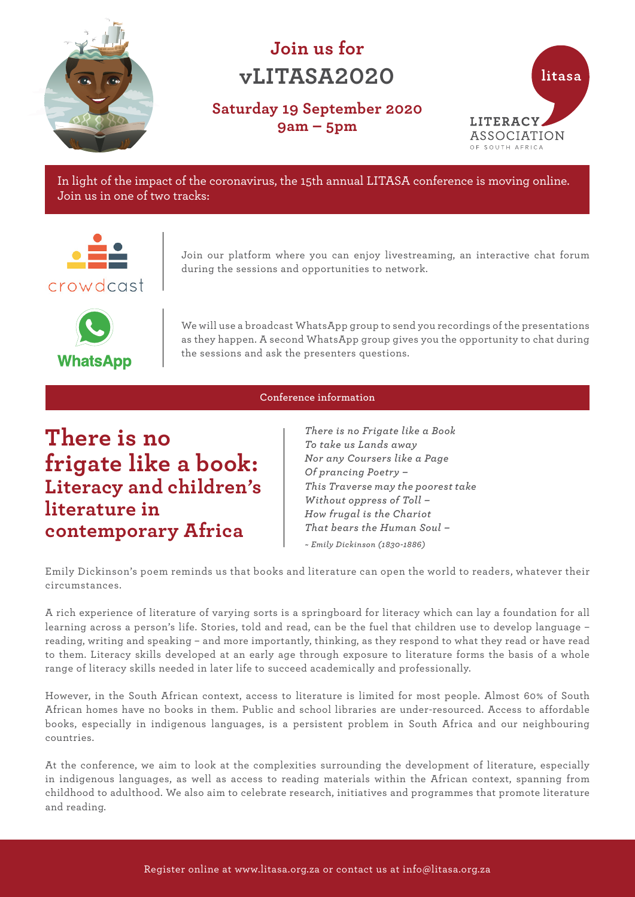# Join us for vLITASA2020

## Saturday 19 September 2020
## 9am – 5pm

litasa

LITERACY ASSOCIATION OF SOUTH AFRICA

In light of the impact of the coronavirus, the 15th annual LITASA conference is moving online. Join us in one of two tracks:

crowdcast

Join our platform where you can enjoy livestreaming, an interactive chat forum during the sessions and opportunities to network.

WhatsApp

We will use a broadcast WhatsApp group to send you recordings of the presentations as they happen. A second WhatsApp group gives you the opportunity to chat during the sessions and ask the presenters questions.

**Conference information**

# There is no frigate like a book:
## Literacy and children's literature in contemporary Africa

*There is no Frigate like a Book*
*To take us Lands away*
*Nor any Coursers like a Page*
*Of prancing Poetry –*
*This Traverse may the poorest take*
*Without oppress of Toll –*
*How frugal is the Chariot*
*That bears the Human Soul –*

*~ Emily Dickinson (1830-1886)*

Emily Dickinson's poem reminds us that books and literature can open the world to readers, whatever their circumstances.

A rich experience of literature of varying sorts is a springboard for literacy which can lay a foundation for all learning across a person's life. Stories, told and read, can be the fuel that children use to develop language – reading, writing and speaking – and more importantly, thinking, as they respond to what they read or have read to them. Literacy skills developed at an early age through exposure to literature forms the basis of a whole range of literacy skills needed in later life to succeed academically and professionally.

However, in the South African context, access to literature is limited for most people. Almost 60% of South African homes have no books in them. Public and school libraries are under-resourced. Access to affordable books, especially in indigenous languages, is a persistent problem in South Africa and our neighbouring countries.

At the conference, we aim to look at the complexities surrounding the development of literature, especially in indigenous languages, as well as access to reading materials within the African context, spanning from childhood to adulthood. We also aim to celebrate research, initiatives and programmes that promote literature and reading.

Register online at www.litasa.org.za or contact us at info@litasa.org.za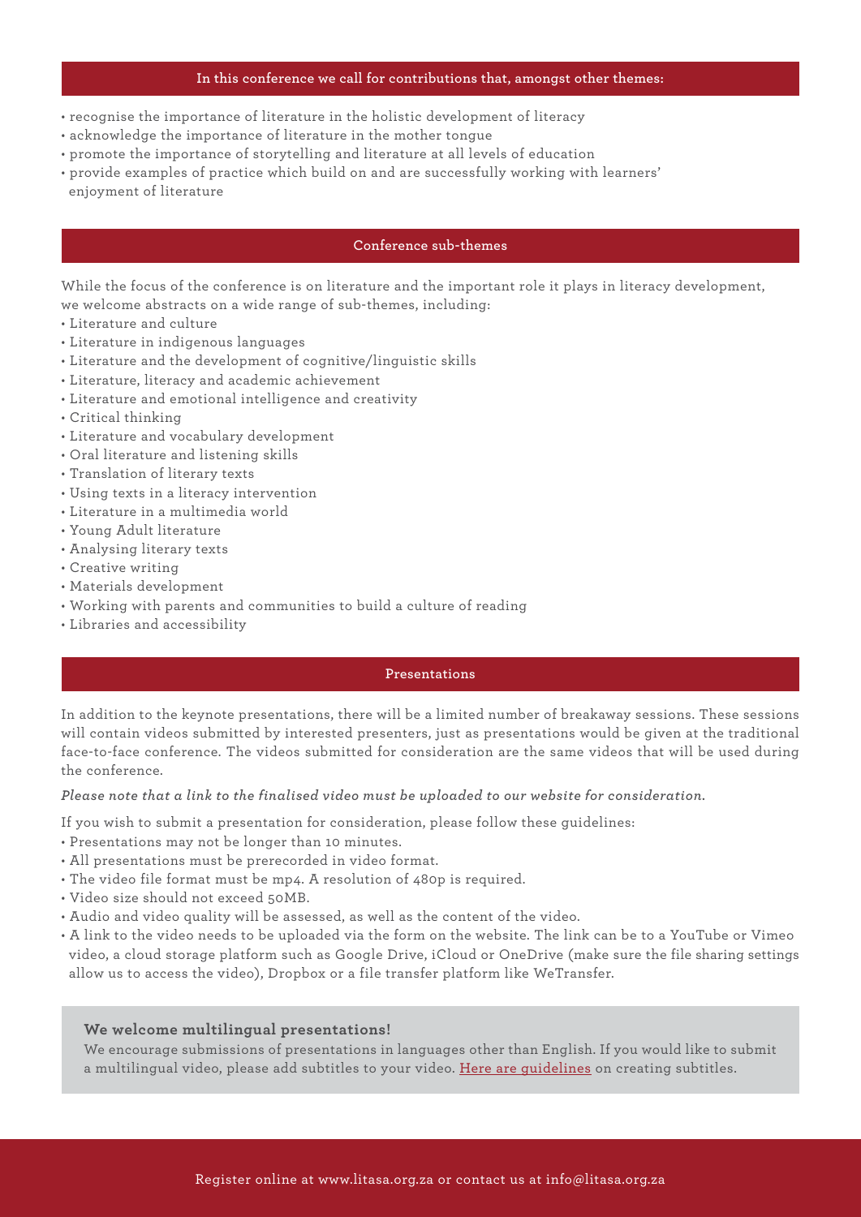## In this conference we call for contributions that, amongst other themes:

- recognise the importance of literature in the holistic development of literacy
- acknowledge the importance of literature in the mother tongue
- promote the importance of storytelling and literature at all levels of education
- provide examples of practice which build on and are successfully working with learners' enjoyment of literature

## Conference sub-themes

While the focus of the conference is on literature and the important role it plays in literacy development, we welcome abstracts on a wide range of sub-themes, including:

- Literature and culture
- Literature in indigenous languages
- Literature and the development of cognitive/linguistic skills
- Literature, literacy and academic achievement
- Literature and emotional intelligence and creativity
- Critical thinking
- Literature and vocabulary development
- Oral literature and listening skills
- Translation of literary texts
- Using texts in a literacy intervention
- Literature in a multimedia world
- Young Adult literature
- Analysing literary texts
- Creative writing
- Materials development
- Working with parents and communities to build a culture of reading
- Libraries and accessibility

## Presentations

In addition to the keynote presentations, there will be a limited number of breakaway sessions. These sessions will contain videos submitted by interested presenters, just as presentations would be given at the traditional face-to-face conference. The videos submitted for consideration are the same videos that will be used during the conference.

***Please note that a link to the finalised video must be uploaded to our website for consideration.***

If you wish to submit a presentation for consideration, please follow these guidelines:

- Presentations may not be longer than 10 minutes.
- All presentations must be prerecorded in video format.
- The video file format must be mp4. A resolution of 480p is required.
- Video size should not exceed 50MB.
- Audio and video quality will be assessed, as well as the content of the video.
- A link to the video needs to be uploaded via the form on the website. The link can be to a YouTube or Vimeo video, a cloud storage platform such as Google Drive, iCloud or OneDrive (make sure the file sharing settings allow us to access the video), Dropbox or a file transfer platform like WeTransfer.

**We welcome multilingual presentations!**

We encourage submissions of presentations in languages other than English. If you would like to submit a multilingual video, please add subtitles to your video. Here are guidelines on creating subtitles.

Register online at www.litasa.org.za or contact us at info@litasa.org.za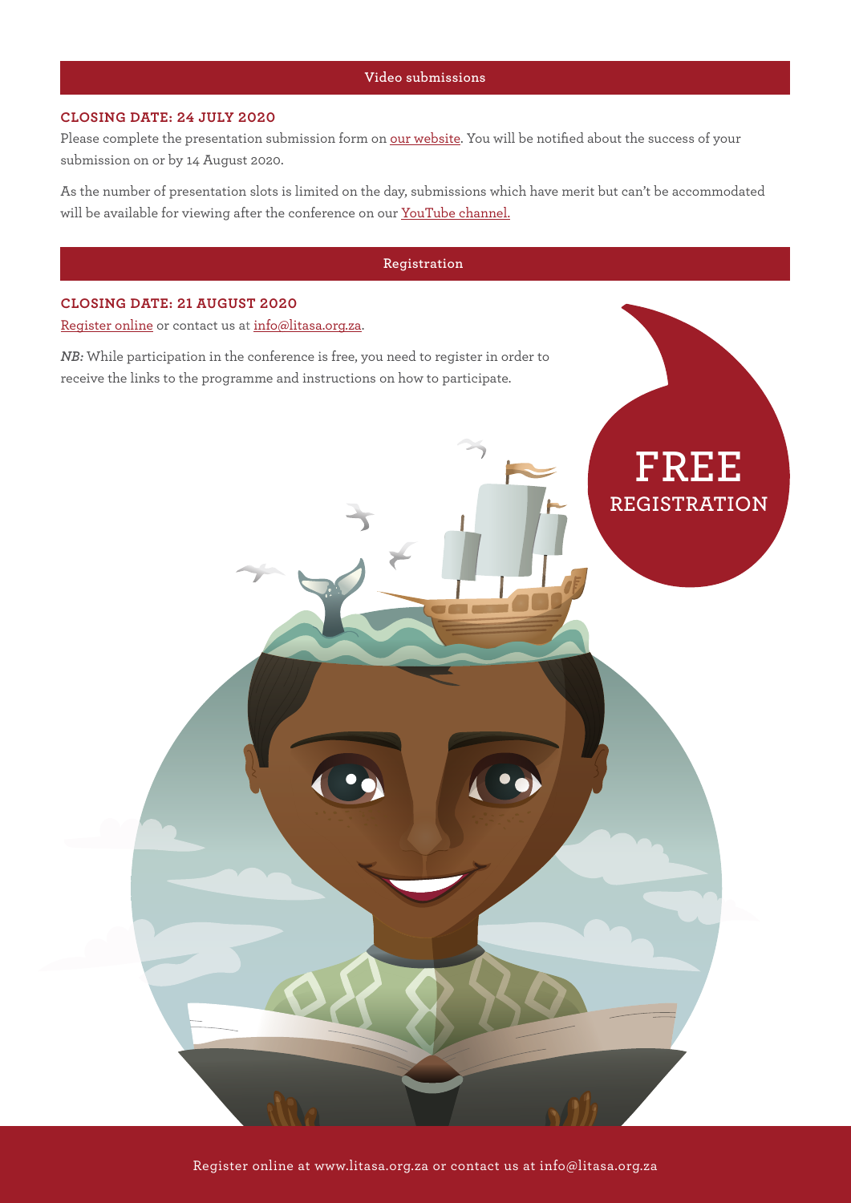## Video submissions

**CLOSING DATE: 24 JULY 2020**

Please complete the presentation submission form on our website. You will be notified about the success of your submission on or by 14 August 2020.

As the number of presentation slots is limited on the day, submissions which have merit but can't be accommodated will be available for viewing after the conference on our YouTube channel.

## Registration

**CLOSING DATE: 21 AUGUST 2020**

Register online or contact us at info@litasa.org.za.

***NB:*** While participation in the conference is free, you need to register in order to receive the links to the programme and instructions on how to participate.

FREE REGISTRATION

Register online at www.litasa.org.za or contact us at info@litasa.org.za